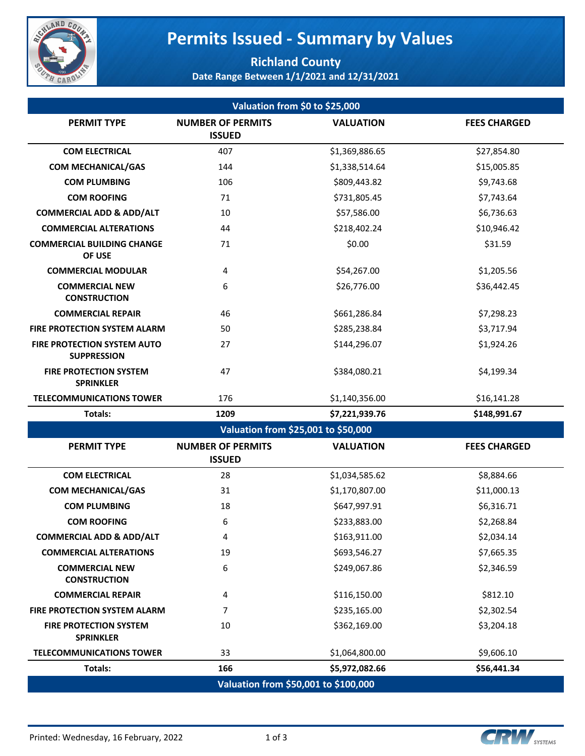# Permits Issued - Summary by Values

**Richland County**

**Date Range Between 1/1/2021 and 12/31/2021**

## Valuation from $0 to $25,000

| PERMIT TYPE | NUMBER OF PERMITS ISSUED | VALUATION | FEES CHARGED |
|---|---|---|---|
| COM ELECTRICAL | 407 | $1,369,886.65 | $27,854.80 |
| COM MECHANICAL/GAS | 144 | $1,338,514.64 | $15,005.85 |
| COM PLUMBING | 106 | $809,443.82 | $9,743.68 |
| COM ROOFING | 71 | $731,805.45 | $7,743.64 |
| COMMERCIAL ADD & ADD/ALT | 10 | $57,586.00 | $6,736.63 |
| COMMERCIAL ALTERATIONS | 44 | $218,402.24 | $10,946.42 |
| COMMERCIAL BUILDING CHANGE OF USE | 71 | $0.00 | $31.59 |
| COMMERCIAL MODULAR | 4 | $54,267.00 | $1,205.56 |
| COMMERCIAL NEW CONSTRUCTION | 6 | $26,776.00 | $36,442.45 |
| COMMERCIAL REPAIR | 46 | $661,286.84 | $7,298.23 |
| FIRE PROTECTION SYSTEM ALARM | 50 | $285,238.84 | $3,717.94 |
| FIRE PROTECTION SYSTEM AUTO SUPPRESSION | 27 | $144,296.07 | $1,924.26 |
| FIRE PROTECTION SYSTEM SPRINKLER | 47 | $384,080.21 | $4,199.34 |
| TELECOMMUNICATIONS TOWER | 176 | $1,140,356.00 | $16,141.28 |
| **Totals:** | **1209** | **$7,221,939.76** | **$148,991.67** |

## Valuation from $25,001 to $50,000

| PERMIT TYPE | NUMBER OF PERMITS ISSUED | VALUATION | FEES CHARGED |
|---|---|---|---|
| COM ELECTRICAL | 28 | $1,034,585.62 | $8,884.66 |
| COM MECHANICAL/GAS | 31 | $1,170,807.00 | $11,000.13 |
| COM PLUMBING | 18 | $647,997.91 | $6,316.71 |
| COM ROOFING | 6 | $233,883.00 | $2,268.84 |
| COMMERCIAL ADD & ADD/ALT | 4 | $163,911.00 | $2,034.14 |
| COMMERCIAL ALTERATIONS | 19 | $693,546.27 | $7,665.35 |
| COMMERCIAL NEW CONSTRUCTION | 6 | $249,067.86 | $2,346.59 |
| COMMERCIAL REPAIR | 4 | $116,150.00 | $812.10 |
| FIRE PROTECTION SYSTEM ALARM | 7 | $235,165.00 | $2,302.54 |
| FIRE PROTECTION SYSTEM SPRINKLER | 10 | $362,169.00 | $3,204.18 |
| TELECOMMUNICATIONS TOWER | 33 | $1,064,800.00 | $9,606.10 |
| **Totals:** | **166** | **$5,972,082.66** | **$56,441.34** |

## Valuation from $50,001 to $100,000

Printed: Wednesday, 16 February, 2022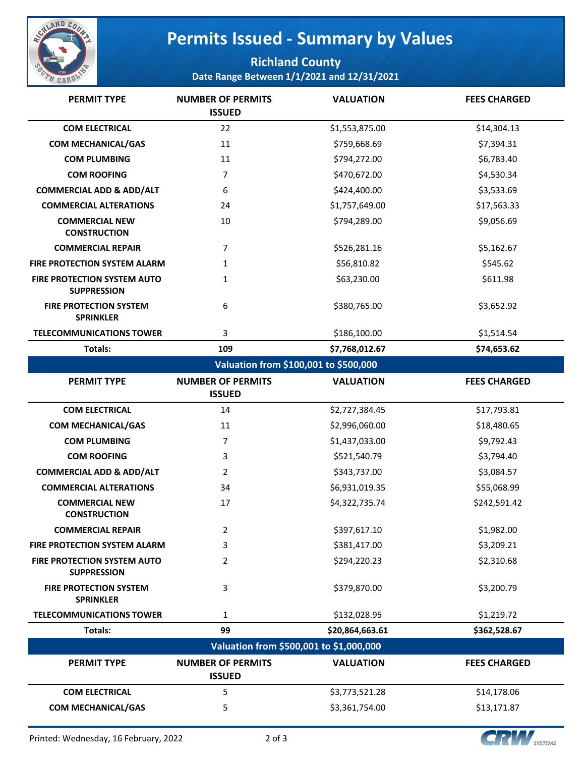# Permits Issued - Summary by Values

**Richland County**

**Date Range Between 1/1/2021 and 12/31/2021**

| PERMIT TYPE | NUMBER OF PERMITS ISSUED | VALUATION | FEES CHARGED |
|---|---|---|---|
| COM ELECTRICAL | 22 | $1,553,875.00 | $14,304.13 |
| COM MECHANICAL/GAS | 11 | $759,668.69 | $7,394.31 |
| COM PLUMBING | 11 | $794,272.00 | $6,783.40 |
| COM ROOFING | 7 | $470,672.00 | $4,530.34 |
| COMMERCIAL ADD & ADD/ALT | 6 | $424,400.00 | $3,533.69 |
| COMMERCIAL ALTERATIONS | 24 | $1,757,649.00 | $17,563.33 |
| COMMERCIAL NEW CONSTRUCTION | 10 | $794,289.00 | $9,056.69 |
| COMMERCIAL REPAIR | 7 | $526,281.16 | $5,162.67 |
| FIRE PROTECTION SYSTEM ALARM | 1 | $56,810.82 | $545.62 |
| FIRE PROTECTION SYSTEM AUTO SUPPRESSION | 1 | $63,230.00 | $611.98 |
| FIRE PROTECTION SYSTEM SPRINKLER | 6 | $380,765.00 | $3,652.92 |
| TELECOMMUNICATIONS TOWER | 3 | $186,100.00 | $1,514.54 |
| **Totals:** | **109** | **$7,768,012.67** | **$74,653.62** |

## Valuation from $100,001 to $500,000

| PERMIT TYPE | NUMBER OF PERMITS ISSUED | VALUATION | FEES CHARGED |
|---|---|---|---|
| COM ELECTRICAL | 14 | $2,727,384.45 | $17,793.81 |
| COM MECHANICAL/GAS | 11 | $2,996,060.00 | $18,480.65 |
| COM PLUMBING | 7 | $1,437,033.00 | $9,792.43 |
| COM ROOFING | 3 | $521,540.79 | $3,794.40 |
| COMMERCIAL ADD & ADD/ALT | 2 | $343,737.00 | $3,084.57 |
| COMMERCIAL ALTERATIONS | 34 | $6,931,019.35 | $55,068.99 |
| COMMERCIAL NEW CONSTRUCTION | 17 | $4,322,735.74 | $242,591.42 |
| COMMERCIAL REPAIR | 2 | $397,617.10 | $1,982.00 |
| FIRE PROTECTION SYSTEM ALARM | 3 | $381,417.00 | $3,209.21 |
| FIRE PROTECTION SYSTEM AUTO SUPPRESSION | 2 | $294,220.23 | $2,310.68 |
| FIRE PROTECTION SYSTEM SPRINKLER | 3 | $379,870.00 | $3,200.79 |
| TELECOMMUNICATIONS TOWER | 1 | $132,028.95 | $1,219.72 |
| **Totals:** | **99** | **$20,864,663.61** | **$362,528.67** |

## Valuation from $500,001 to $1,000,000

| PERMIT TYPE | NUMBER OF PERMITS ISSUED | VALUATION | FEES CHARGED |
|---|---|---|---|
| COM ELECTRICAL | 5 | $3,773,521.28 | $14,178.06 |
| COM MECHANICAL/GAS | 5 | $3,361,754.00 | $13,171.87 |

Printed: Wednesday, 16 February, 2022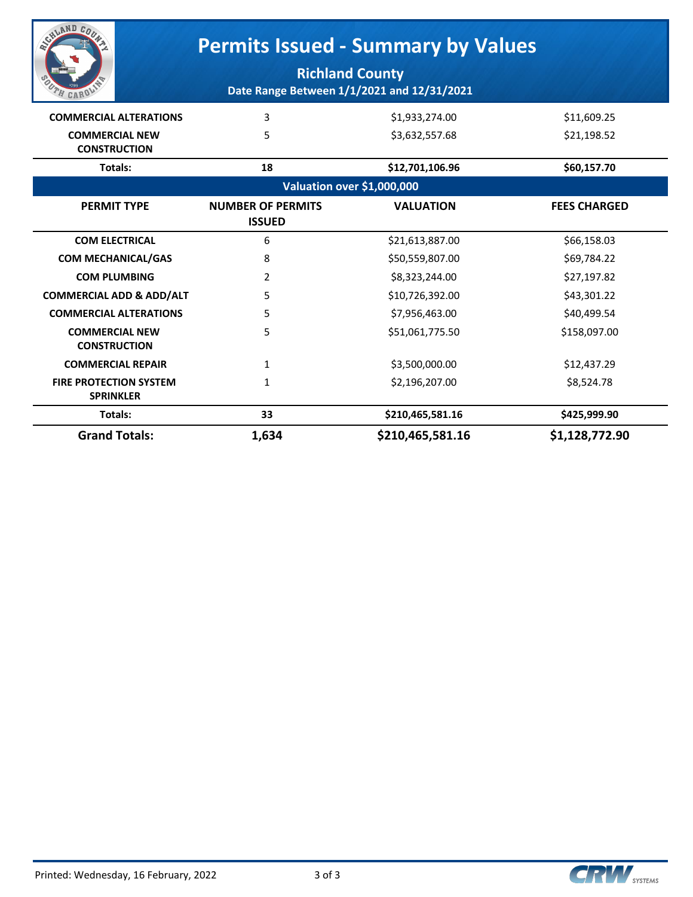# Permits Issued - Summary by Values

**Richland County**

**Date Range Between 1/1/2021 and 12/31/2021**

| | | | |
|---|---|---|---|
| **COMMERCIAL ALTERATIONS** | 3 | $1,933,274.00 | $11,609.25 |
| **COMMERCIAL NEW CONSTRUCTION** | 5 | $3,632,557.68 | $21,198.52 |
| **Totals:** | **18** | **$12,701,106.96** | **$60,157.70** |

**Valuation over $1,000,000**

| PERMIT TYPE | NUMBER OF PERMITS ISSUED | VALUATION | FEES CHARGED |
|---|---|---|---|
| **COM ELECTRICAL** | 6 | $21,613,887.00 | $66,158.03 |
| **COM MECHANICAL/GAS** | 8 | $50,559,807.00 | $69,784.22 |
| **COM PLUMBING** | 2 | $8,323,244.00 | $27,197.82 |
| **COMMERCIAL ADD & ADD/ALT** | 5 | $10,726,392.00 | $43,301.22 |
| **COMMERCIAL ALTERATIONS** | 5 | $7,956,463.00 | $40,499.54 |
| **COMMERCIAL NEW CONSTRUCTION** | 5 | $51,061,775.50 | $158,097.00 |
| **COMMERCIAL REPAIR** | 1 | $3,500,000.00 | $12,437.29 |
| **FIRE PROTECTION SYSTEM SPRINKLER** | 1 | $2,196,207.00 | $8,524.78 |
| **Totals:** | **33** | **$210,465,581.16** | **$425,999.90** |
| **Grand Totals:** | **1,634** | **$210,465,581.16** | **$1,128,772.90** |

Printed: Wednesday, 16 February, 2022